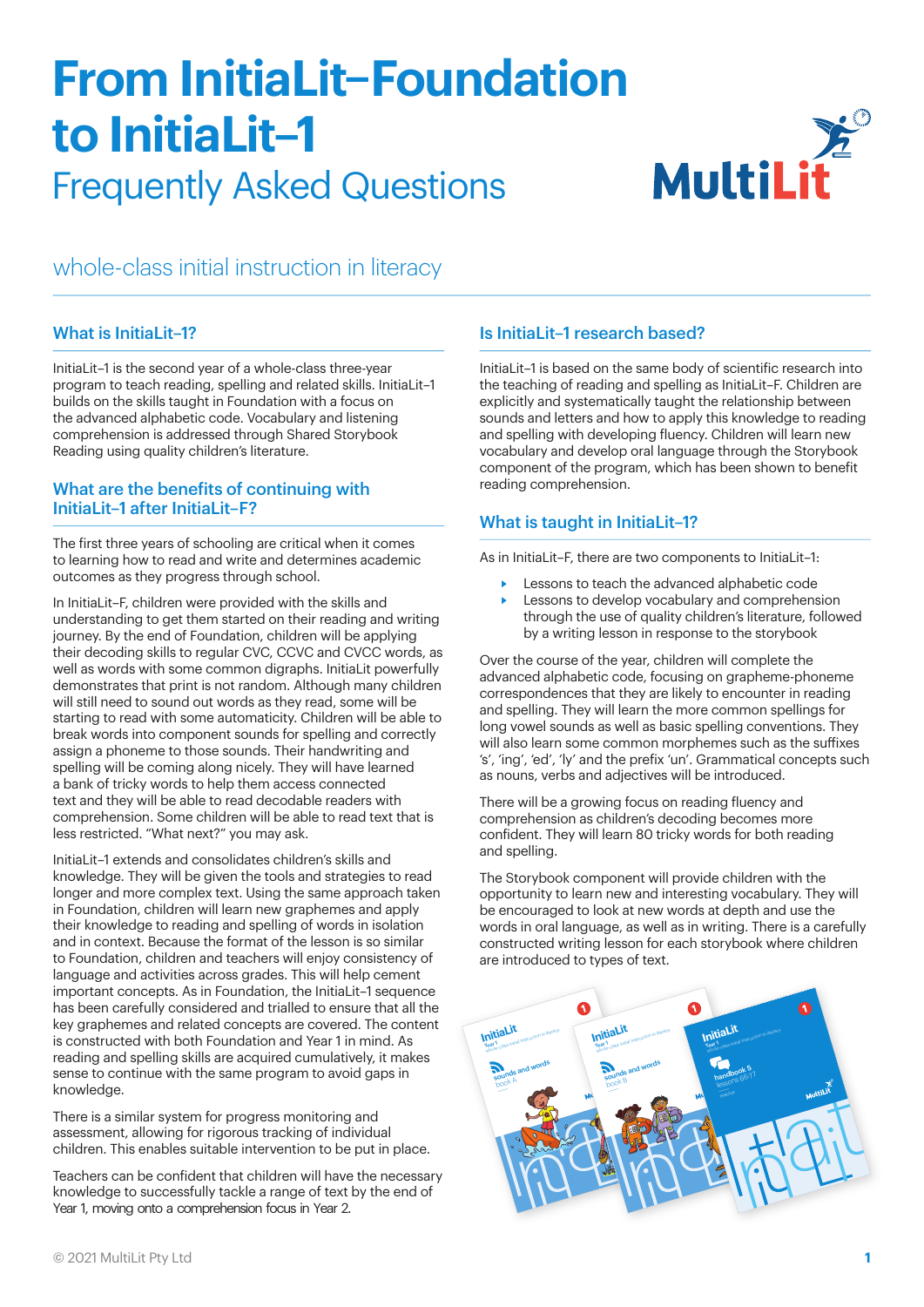# From InitiaLit–Foundation to InitiaLit–1

## Frequently Asked Questions

whole-class initial instruction in literacy

### What is InitiaLit–1?

InitiaLit–1 is the second year of a whole-class three-year program to teach reading, spelling and related skills. InitiaLit–1 builds on the skills taught in Foundation with a focus on the advanced alphabetic code. Vocabulary and listening comprehension is addressed through Shared Storybook Reading using quality children's literature.

### What are the benefits of continuing with InitiaLit–1 after InitiaLit–F?

The first three years of schooling are critical when it comes to learning how to read and write and determines academic outcomes as they progress through school.

In InitiaLit–F, children were provided with the skills and understanding to get them started on their reading and writing journey. By the end of Foundation, children will be applying their decoding skills to regular CVC, CCVC and CVCC words, as well as words with some common digraphs. InitiaLit powerfully demonstrates that print is not random. Although many children will still need to sound out words as they read, some will be starting to read with some automaticity. Children will be able to break words into component sounds for spelling and correctly assign a phoneme to those sounds. Their handwriting and spelling will be coming along nicely. They will have learned a bank of tricky words to help them access connected text and they will be able to read decodable readers with comprehension. Some children will be able to read text that is less restricted. "What next?" you may ask.

InitiaLit–1 extends and consolidates children's skills and knowledge. They will be given the tools and strategies to read longer and more complex text. Using the same approach taken in Foundation, children will learn new graphemes and apply their knowledge to reading and spelling of words in isolation and in context. Because the format of the lesson is so similar to Foundation, children and teachers will enjoy consistency of language and activities across grades. This will help cement important concepts. As in Foundation, the InitiaLit–1 sequence has been carefully considered and trialled to ensure that all the key graphemes and related concepts are covered. The content is constructed with both Foundation and Year 1 in mind. As reading and spelling skills are acquired cumulatively, it makes sense to continue with the same program to avoid gaps in knowledge.

There is a similar system for progress monitoring and assessment, allowing for rigorous tracking of individual children. This enables suitable intervention to be put in place.

Teachers can be confident that children will have the necessary knowledge to successfully tackle a range of text by the end of Year 1, moving onto a comprehension focus in Year 2.

### Is InitiaLit–1 research based?

InitiaLit–1 is based on the same body of scientific research into the teaching of reading and spelling as InitiaLit–F. Children are explicitly and systematically taught the relationship between sounds and letters and how to apply this knowledge to reading and spelling with developing fluency. Children will learn new vocabulary and develop oral language through the Storybook component of the program, which has been shown to benefit reading comprehension.

### What is taught in InitiaLit–1?

As in InitiaLit–F, there are two components to InitiaLit–1:

- Lessons to teach the advanced alphabetic code
- Lessons to develop vocabulary and comprehension through the use of quality children's literature, followed by a writing lesson in response to the storybook

Over the course of the year, children will complete the advanced alphabetic code, focusing on grapheme-phoneme correspondences that they are likely to encounter in reading and spelling. They will learn the more common spellings for long vowel sounds as well as basic spelling conventions. They will also learn some common morphemes such as the suffixes 's', 'ing', 'ed', 'ly' and the prefix 'un'. Grammatical concepts such as nouns, verbs and adjectives will be introduced.

There will be a growing focus on reading fluency and comprehension as children's decoding becomes more confident. They will learn 80 tricky words for both reading and spelling.

The Storybook component will provide children with the opportunity to learn new and interesting vocabulary. They will be encouraged to look at new words at depth and use the words in oral language, as well as in writing. There is a carefully constructed writing lesson for each storybook where children are introduced to types of text.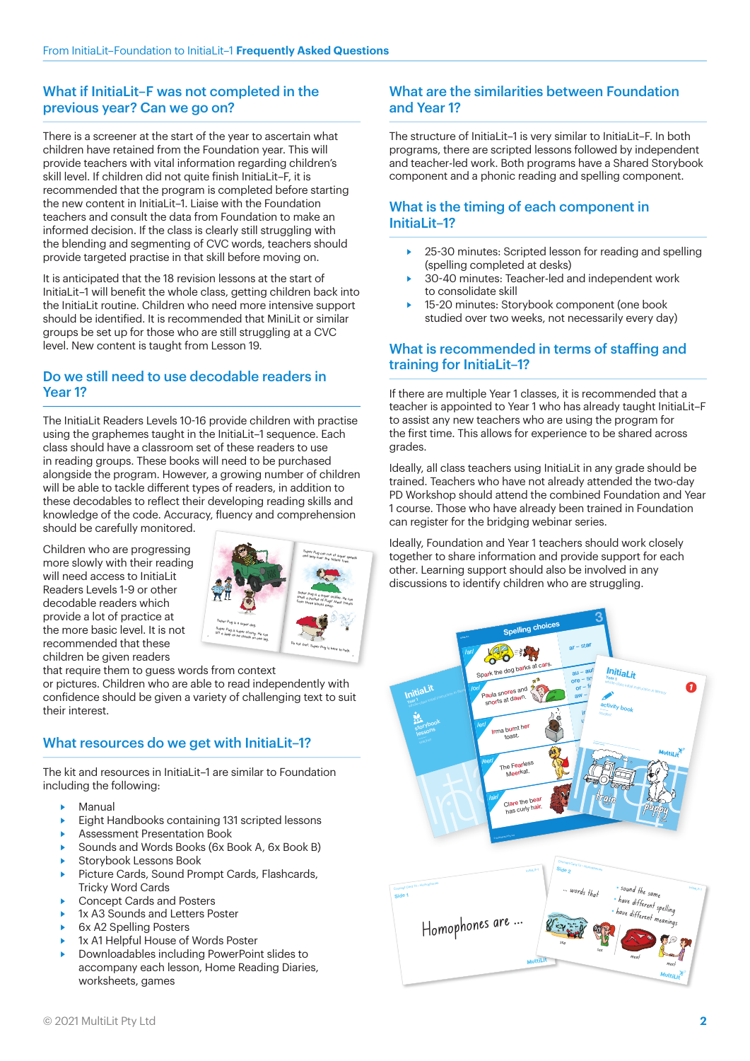## What if InitiaLit–F was not completed in the previous year? Can we go on?

There is a screener at the start of the year to ascertain what children have retained from the Foundation year. This will provide teachers with vital information regarding children's skill level. If children did not quite finish InitiaLit–F, it is recommended that the program is completed before starting the new content in InitiaLit–1. Liaise with the Foundation teachers and consult the data from Foundation to make an informed decision. If the class is clearly still struggling with the blending and segmenting of CVC words, teachers should provide targeted practise in that skill before moving on.

It is anticipated that the 18 revision lessons at the start of InitiaLit–1 will benefit the whole class, getting children back into the InitiaLit routine. Children who need more intensive support should be identified. It is recommended that MiniLit or similar groups be set up for those who are still struggling at a CVC level. New content is taught from Lesson 19.

## Do we still need to use decodable readers in Year 1?

The InitiaLit Readers Levels 10-16 provide children with practise using the graphemes taught in the InitiaLit–1 sequence. Each class should have a classroom set of these readers to use in reading groups. These books will need to be purchased alongside the program. However, a growing number of children will be able to tackle different types of readers, in addition to these decodables to reflect their developing reading skills and knowledge of the code. Accuracy, fluency and comprehension should be carefully monitored.

Children who are progressing more slowly with their reading will need access to InitiaLit Readers Levels 1-9 or other decodable readers which provide a lot of practice at the more basic level. It is not recommended that these children be given readers that require them to guess words from context or pictures. Children who are able to read independently with confidence should be given a variety of challenging text to suit their interest.

## What resources do we get with InitiaLit–1?

The kit and resources in InitiaLit–1 are similar to Foundation including the following:

- Manual
- Eight Handbooks containing 131 scripted lessons
- Assessment Presentation Book
- Sounds and Words Books (6x Book A, 6x Book B)
- Storybook Lessons Book
- Picture Cards, Sound Prompt Cards, Flashcards, Tricky Word Cards
- Concept Cards and Posters
- 1x A3 Sounds and Letters Poster
- 6x A2 Spelling Posters
- 1x A1 Helpful House of Words Poster
- Downloadables including PowerPoint slides to accompany each lesson, Home Reading Diaries, worksheets, games

## What are the similarities between Foundation and Year 1?

The structure of InitiaLit–1 is very similar to InitiaLit–F. In both programs, there are scripted lessons followed by independent and teacher-led work. Both programs have a Shared Storybook component and a phonic reading and spelling component.

## What is the timing of each component in InitiaLit–1?

- 25-30 minutes: Scripted lesson for reading and spelling (spelling completed at desks)
- 30-40 minutes: Teacher-led and independent work to consolidate skill
- 15-20 minutes: Storybook component (one book studied over two weeks, not necessarily every day)

## What is recommended in terms of staffing and training for InitiaLit–1?

If there are multiple Year 1 classes, it is recommended that a teacher is appointed to Year 1 who has already taught InitiaLit–F to assist any new teachers who are using the program for the first time. This allows for experience to be shared across grades.

Ideally, all class teachers using InitiaLit in any grade should be trained. Teachers who have not already attended the two-day PD Workshop should attend the combined Foundation and Year 1 course. Those who have already been trained in Foundation can register for the bridging webinar series.

Ideally, Foundation and Year 1 teachers should work closely together to share information and provide support for each other. Learning support should also be involved in any discussions to identify children who are struggling.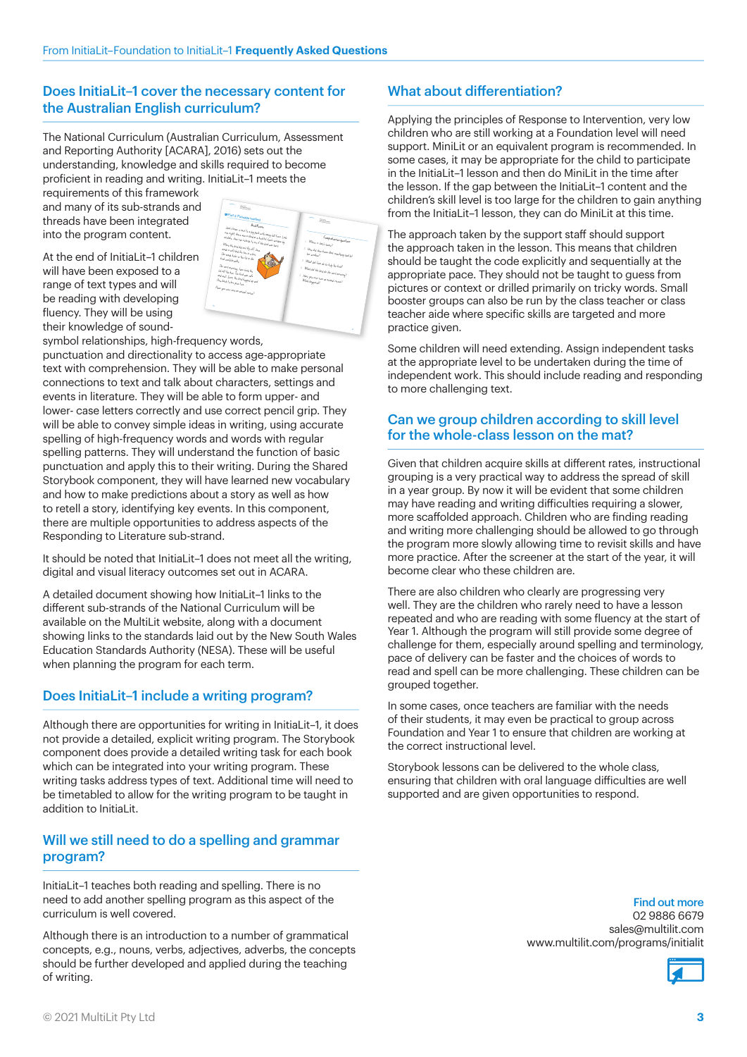## Does InitiaLit–1 cover the necessary content for the Australian English curriculum?

The National Curriculum (Australian Curriculum, Assessment and Reporting Authority [ACARA], 2016) sets out the understanding, knowledge and skills required to become proficient in reading and writing. InitiaLit–1 meets the requirements of this framework and many of its sub-strands and threads have been integrated into the program content.

At the end of InitiaLit–1 children will have been exposed to a range of text types and will be reading with developing fluency. They will be using their knowledge of sound-symbol relationships, high-frequency words, punctuation and directionality to access age-appropriate text with comprehension. They will be able to make personal connections to text and talk about characters, settings and events in literature. They will be able to form upper- and lower- case letters correctly and use correct pencil grip. They will be able to convey simple ideas in writing, using accurate spelling of high-frequency words and words with regular spelling patterns. They will understand the function of basic punctuation and apply this to their writing. During the Shared Storybook component, they will have learned new vocabulary and how to make predictions about a story as well as how to retell a story, identifying key events. In this component, there are multiple opportunities to address aspects of the Responding to Literature sub-strand.

It should be noted that InitiaLit–1 does not meet all the writing, digital and visual literacy outcomes set out in ACARA.

A detailed document showing how InitiaLit–1 links to the different sub-strands of the National Curriculum will be available on the MultiLit website, along with a document showing links to the standards laid out by the New South Wales Education Standards Authority (NESA). These will be useful when planning the program for each term.

## Does InitiaLit–1 include a writing program?

Although there are opportunities for writing in InitiaLit–1, it does not provide a detailed, explicit writing program. The Storybook component does provide a detailed writing task for each book which can be integrated into your writing program. These writing tasks address types of text. Additional time will need to be timetabled to allow for the writing program to be taught in addition to InitiaLit.

## Will we still need to do a spelling and grammar program?

InitiaLit–1 teaches both reading and spelling. There is no need to add another spelling program as this aspect of the curriculum is well covered.

Although there is an introduction to a number of grammatical concepts, e.g., nouns, verbs, adjectives, adverbs, the concepts should be further developed and applied during the teaching of writing.

## What about differentiation?

Applying the principles of Response to Intervention, very low children who are still working at a Foundation level will need support. MiniLit or an equivalent program is recommended. In some cases, it may be appropriate for the child to participate in the InitiaLit–1 lesson and then do MiniLit in the time after the lesson. If the gap between the InitiaLit–1 content and the children's skill level is too large for the children to gain anything from the InitiaLit–1 lesson, they can do MiniLit at this time.

The approach taken by the support staff should support the approach taken in the lesson. This means that children should be taught the code explicitly and sequentially at the appropriate pace. They should not be taught to guess from pictures or context or drilled primarily on tricky words. Small booster groups can also be run by the class teacher or class teacher aide where specific skills are targeted and more practice given.

Some children will need extending. Assign independent tasks at the appropriate level to be undertaken during the time of independent work. This should include reading and responding to more challenging text.

## Can we group children according to skill level for the whole-class lesson on the mat?

Given that children acquire skills at different rates, instructional grouping is a very practical way to address the spread of skill in a year group. By now it will be evident that some children may have reading and writing difficulties requiring a slower, more scaffolded approach. Children who are finding reading and writing more challenging should be allowed to go through the program more slowly allowing time to revisit skills and have more practice. After the screener at the start of the year, it will become clear who these children are.

There are also children who clearly are progressing very well. They are the children who rarely need to have a lesson repeated and who are reading with some fluency at the start of Year 1. Although the program will still provide some degree of challenge for them, especially around spelling and terminology, pace of delivery can be faster and the choices of words to read and spell can be more challenging. These children can be grouped together.

In some cases, once teachers are familiar with the needs of their students, it may even be practical to group across Foundation and Year 1 to ensure that children are working at the correct instructional level.

Storybook lessons can be delivered to the whole class, ensuring that children with oral language difficulties are well supported and are given opportunities to respond.

**Find out more**
02 9886 6679
sales@multilit.com
www.multilit.com/programs/initialit

© 2021 MultiLit Pty Ltd